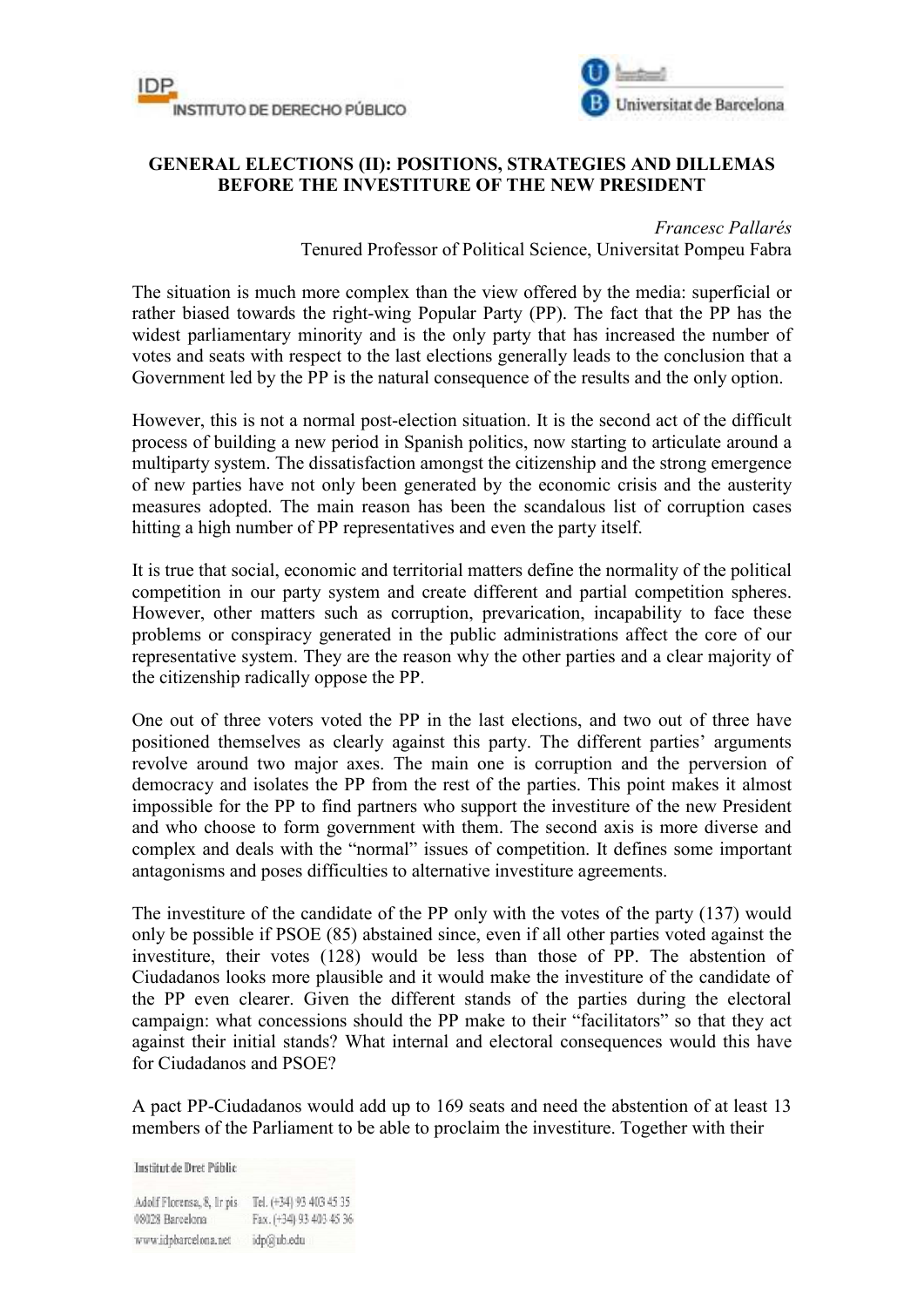# GENERAL ELECTIONS (II): POSITIONS, STRATEGIES AND DILLEMAS BEFORE THE INVESTITURE OF THE NEW PRESIDENT

*Francesc Pallarés*
Tenured Professor of Political Science, Universitat Pompeu Fabra

The situation is much more complex than the view offered by the media: superficial or rather biased towards the right-wing Popular Party (PP). The fact that the PP has the widest parliamentary minority and is the only party that has increased the number of votes and seats with respect to the last elections generally leads to the conclusion that a Government led by the PP is the natural consequence of the results and the only option.

However, this is not a normal post-election situation. It is the second act of the difficult process of building a new period in Spanish politics, now starting to articulate around a multiparty system. The dissatisfaction amongst the citizenship and the strong emergence of new parties have not only been generated by the economic crisis and the austerity measures adopted. The main reason has been the scandalous list of corruption cases hitting a high number of PP representatives and even the party itself.

It is true that social, economic and territorial matters define the normality of the political competition in our party system and create different and partial competition spheres. However, other matters such as corruption, prevarication, incapability to face these problems or conspiracy generated in the public administrations affect the core of our representative system. They are the reason why the other parties and a clear majority of the citizenship radically oppose the PP.

One out of three voters voted the PP in the last elections, and two out of three have positioned themselves as clearly against this party. The different parties' arguments revolve around two major axes. The main one is corruption and the perversion of democracy and isolates the PP from the rest of the parties. This point makes it almost impossible for the PP to find partners who support the investiture of the new President and who choose to form government with them. The second axis is more diverse and complex and deals with the "normal" issues of competition. It defines some important antagonisms and poses difficulties to alternative investiture agreements.

The investiture of the candidate of the PP only with the votes of the party (137) would only be possible if PSOE (85) abstained since, even if all other parties voted against the investiture, their votes (128) would be less than those of PP. The abstention of Ciudadanos looks more plausible and it would make the investiture of the candidate of the PP even clearer. Given the different stands of the parties during the electoral campaign: what concessions should the PP make to their "facilitators" so that they act against their initial stands? What internal and electoral consequences would this have for Ciudadanos and PSOE?

A pact PP-Ciudadanos would add up to 169 seats and need the abstention of at least 13 members of the Parliament to be able to proclaim the investiture. Together with their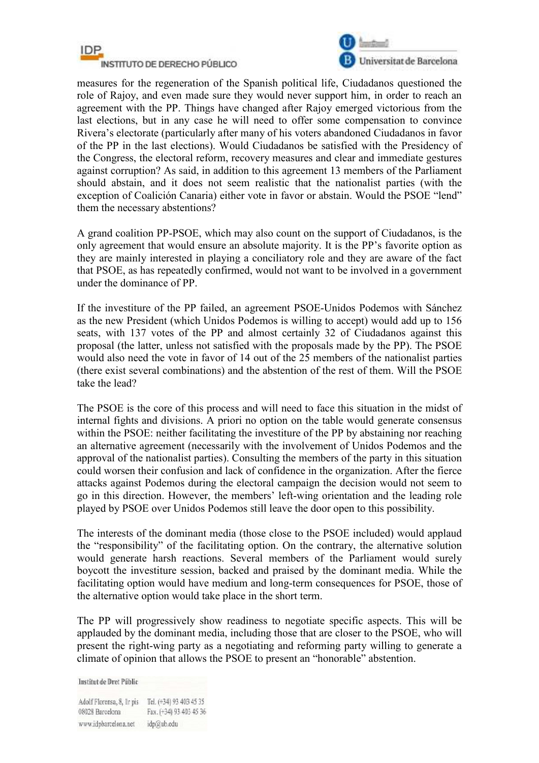measures for the regeneration of the Spanish political life, Ciudadanos questioned the role of Rajoy, and even made sure they would never support him, in order to reach an agreement with the PP. Things have changed after Rajoy emerged victorious from the last elections, but in any case he will need to offer some compensation to convince Rivera's electorate (particularly after many of his voters abandoned Ciudadanos in favor of the PP in the last elections). Would Ciudadanos be satisfied with the Presidency of the Congress, the electoral reform, recovery measures and clear and immediate gestures against corruption? As said, in addition to this agreement 13 members of the Parliament should abstain, and it does not seem realistic that the nationalist parties (with the exception of Coalición Canaria) either vote in favor or abstain. Would the PSOE "lend" them the necessary abstentions?

A grand coalition PP-PSOE, which may also count on the support of Ciudadanos, is the only agreement that would ensure an absolute majority. It is the PP's favorite option as they are mainly interested in playing a conciliatory role and they are aware of the fact that PSOE, as has repeatedly confirmed, would not want to be involved in a government under the dominance of PP.

If the investiture of the PP failed, an agreement PSOE-Unidos Podemos with Sánchez as the new President (which Unidos Podemos is willing to accept) would add up to 156 seats, with 137 votes of the PP and almost certainly 32 of Ciudadanos against this proposal (the latter, unless not satisfied with the proposals made by the PP). The PSOE would also need the vote in favor of 14 out of the 25 members of the nationalist parties (there exist several combinations) and the abstention of the rest of them. Will the PSOE take the lead?

The PSOE is the core of this process and will need to face this situation in the midst of internal fights and divisions. A priori no option on the table would generate consensus within the PSOE: neither facilitating the investiture of the PP by abstaining nor reaching an alternative agreement (necessarily with the involvement of Unidos Podemos and the approval of the nationalist parties). Consulting the members of the party in this situation could worsen their confusion and lack of confidence in the organization. After the fierce attacks against Podemos during the electoral campaign the decision would not seem to go in this direction. However, the members' left-wing orientation and the leading role played by PSOE over Unidos Podemos still leave the door open to this possibility.

The interests of the dominant media (those close to the PSOE included) would applaud the "responsibility" of the facilitating option. On the contrary, the alternative solution would generate harsh reactions. Several members of the Parliament would surely boycott the investiture session, backed and praised by the dominant media. While the facilitating option would have medium and long-term consequences for PSOE, those of the alternative option would take place in the short term.

The PP will progressively show readiness to negotiate specific aspects. This will be applauded by the dominant media, including those that are closer to the PSOE, who will present the right-wing party as a negotiating and reforming party willing to generate a climate of opinion that allows the PSOE to present an "honorable" abstention.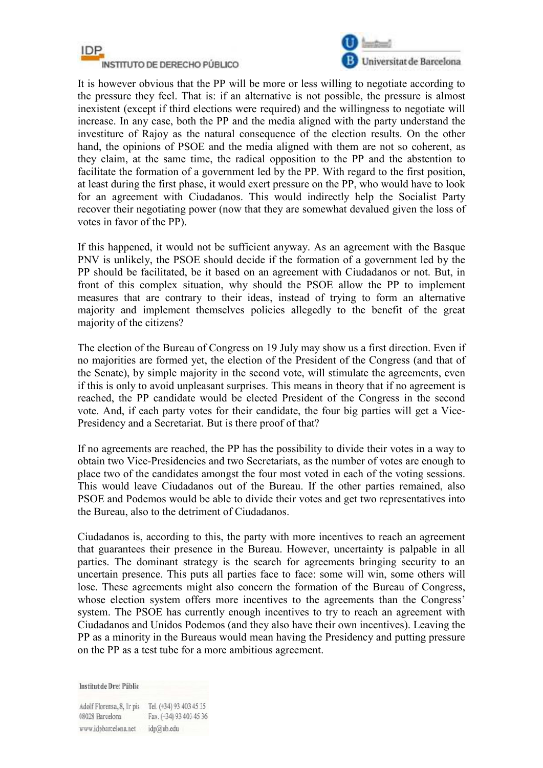It is however obvious that the PP will be more or less willing to negotiate according to the pressure they feel. That is: if an alternative is not possible, the pressure is almost inexistent (except if third elections were required) and the willingness to negotiate will increase. In any case, both the PP and the media aligned with the party understand the investiture of Rajoy as the natural consequence of the election results. On the other hand, the opinions of PSOE and the media aligned with them are not so coherent, as they claim, at the same time, the radical opposition to the PP and the abstention to facilitate the formation of a government led by the PP. With regard to the first position, at least during the first phase, it would exert pressure on the PP, who would have to look for an agreement with Ciudadanos. This would indirectly help the Socialist Party recover their negotiating power (now that they are somewhat devalued given the loss of votes in favor of the PP).

If this happened, it would not be sufficient anyway. As an agreement with the Basque PNV is unlikely, the PSOE should decide if the formation of a government led by the PP should be facilitated, be it based on an agreement with Ciudadanos or not. But, in front of this complex situation, why should the PSOE allow the PP to implement measures that are contrary to their ideas, instead of trying to form an alternative majority and implement themselves policies allegedly to the benefit of the great majority of the citizens?

The election of the Bureau of Congress on 19 July may show us a first direction. Even if no majorities are formed yet, the election of the President of the Congress (and that of the Senate), by simple majority in the second vote, will stimulate the agreements, even if this is only to avoid unpleasant surprises. This means in theory that if no agreement is reached, the PP candidate would be elected President of the Congress in the second vote. And, if each party votes for their candidate, the four big parties will get a Vice-Presidency and a Secretariat. But is there proof of that?

If no agreements are reached, the PP has the possibility to divide their votes in a way to obtain two Vice-Presidencies and two Secretariats, as the number of votes are enough to place two of the candidates amongst the four most voted in each of the voting sessions. This would leave Ciudadanos out of the Bureau. If the other parties remained, also PSOE and Podemos would be able to divide their votes and get two representatives into the Bureau, also to the detriment of Ciudadanos.

Ciudadanos is, according to this, the party with more incentives to reach an agreement that guarantees their presence in the Bureau. However, uncertainty is palpable in all parties. The dominant strategy is the search for agreements bringing security to an uncertain presence. This puts all parties face to face: some will win, some others will lose. These agreements might also concern the formation of the Bureau of Congress, whose election system offers more incentives to the agreements than the Congress' system. The PSOE has currently enough incentives to try to reach an agreement with Ciudadanos and Unidos Podemos (and they also have their own incentives). Leaving the PP as a minority in the Bureaus would mean having the Presidency and putting pressure on the PP as a test tube for a more ambitious agreement.